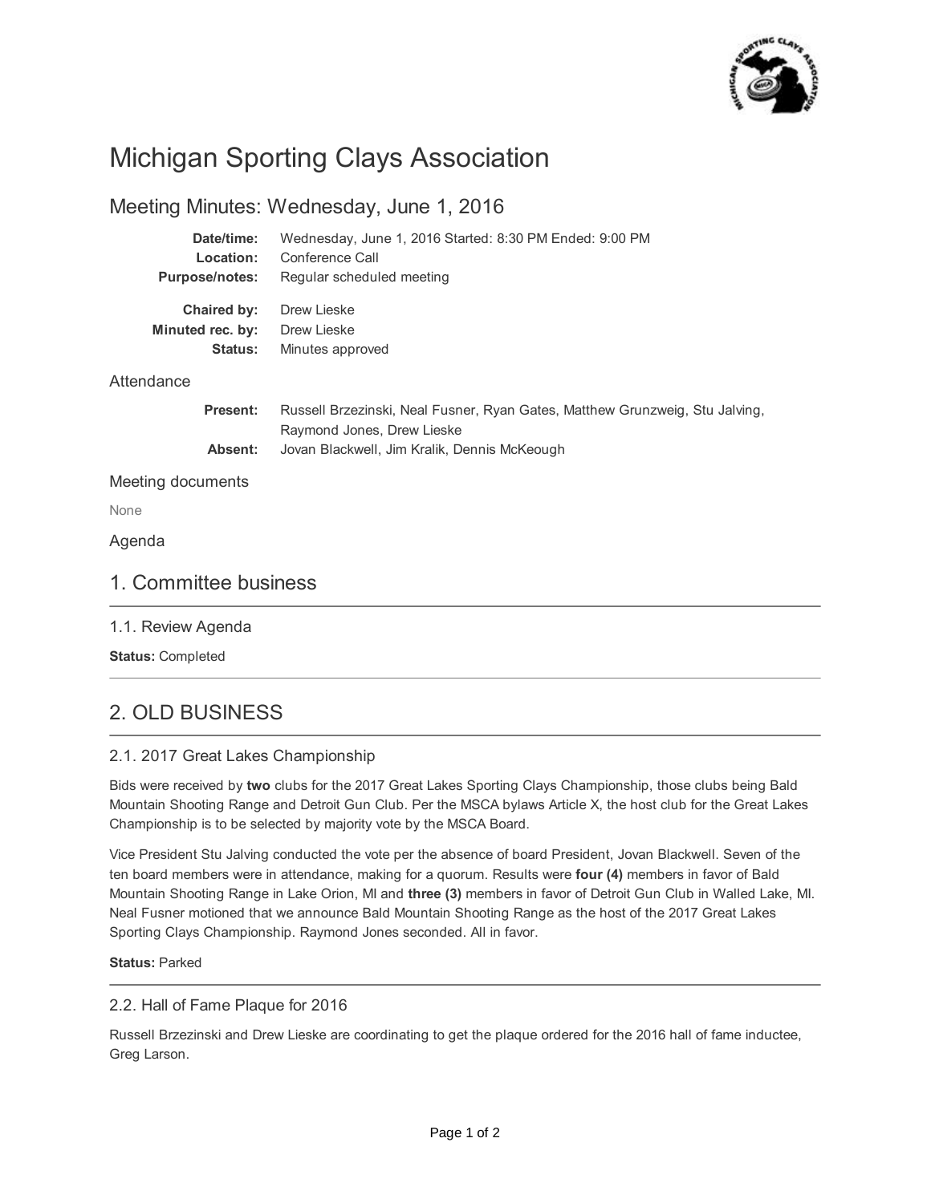# Michigan Sporting Clays Association

## Meeting Minutes: Wednesday, June 1, 2016

**Date/time:** Wednesday, June 1, 2016 Started: 8:30 PM Ended: 9:00 PM
**Location:** Conference Call
**Purpose/notes:** Regular scheduled meeting

**Chaired by:** Drew Lieske
**Minuted rec. by:** Drew Lieske
**Status:** Minutes approved

### Attendance

**Present:** Russell Brzezinski, Neal Fusner, Ryan Gates, Matthew Grunzweig, Stu Jalving, Raymond Jones, Drew Lieske
**Absent:** Jovan Blackwell, Jim Kralik, Dennis McKeough

### Meeting documents

None

### Agenda

## 1. Committee business

### 1.1. Review Agenda

**Status:** Completed

## 2. OLD BUSINESS

### 2.1. 2017 Great Lakes Championship

Bids were received by **two** clubs for the 2017 Great Lakes Sporting Clays Championship, those clubs being Bald Mountain Shooting Range and Detroit Gun Club. Per the MSCA bylaws Article X, the host club for the Great Lakes Championship is to be selected by majority vote by the MSCA Board.

Vice President Stu Jalving conducted the vote per the absence of board President, Jovan Blackwell. Seven of the ten board members were in attendance, making for a quorum. Results were **four (4)** members in favor of Bald Mountain Shooting Range in Lake Orion, MI and **three (3)** members in favor of Detroit Gun Club in Walled Lake, MI. Neal Fusner motioned that we announce Bald Mountain Shooting Range as the host of the 2017 Great Lakes Sporting Clays Championship. Raymond Jones seconded. All in favor.

**Status:** Parked

### 2.2. Hall of Fame Plaque for 2016

Russell Brzezinski and Drew Lieske are coordinating to get the plaque ordered for the 2016 hall of fame inductee, Greg Larson.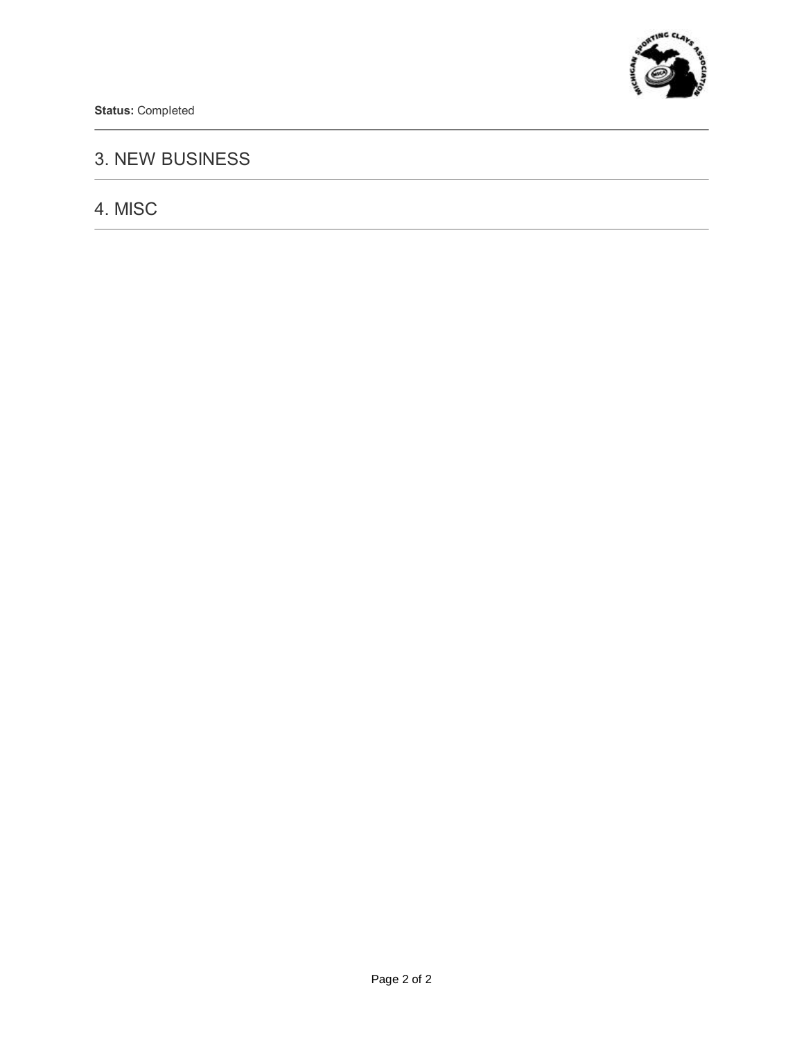**Status:** Completed

## 3. NEW BUSINESS

## 4. MISC